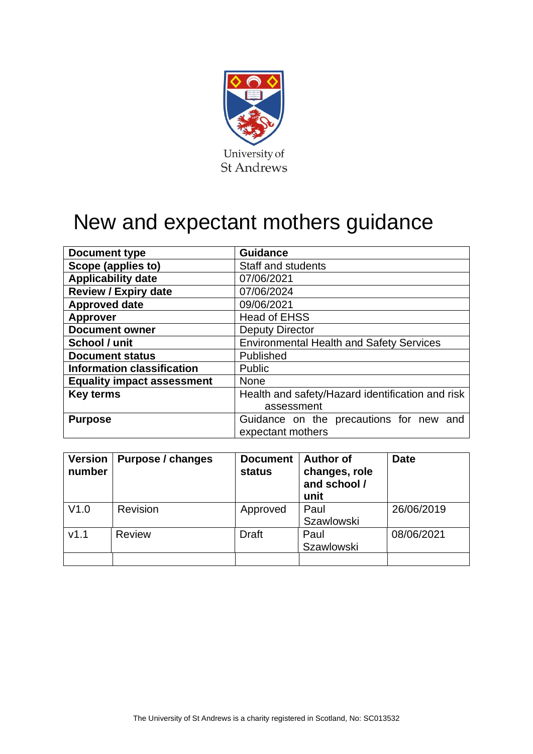University of St Andrews

# New and expectant mothers guidance

| Document type | Guidance |
|---|---|
| Scope (applies to) | Staff and students |
| Applicability date | 07/06/2021 |
| Review / Expiry date | 07/06/2024 |
| Approved date | 09/06/2021 |
| Approver | Head of EHSS |
| Document owner | Deputy Director |
| School / unit | Environmental Health and Safety Services |
| Document status | Published |
| Information classification | Public |
| Equality impact assessment | None |
| Key terms | Health and safety/Hazard identification and risk assessment |
| Purpose | Guidance on the precautions for new and expectant mothers |

| Version number | Purpose / changes | Document status | Author of changes, role and school / unit | Date |
|---|---|---|---|---|
| V1.0 | Revision | Approved | Paul Szawlowski | 26/06/2019 |
| v1.1 | Review | Draft | Paul Szawlowski | 08/06/2021 |
| | | | | |

The University of St Andrews is a charity registered in Scotland, No: SC013532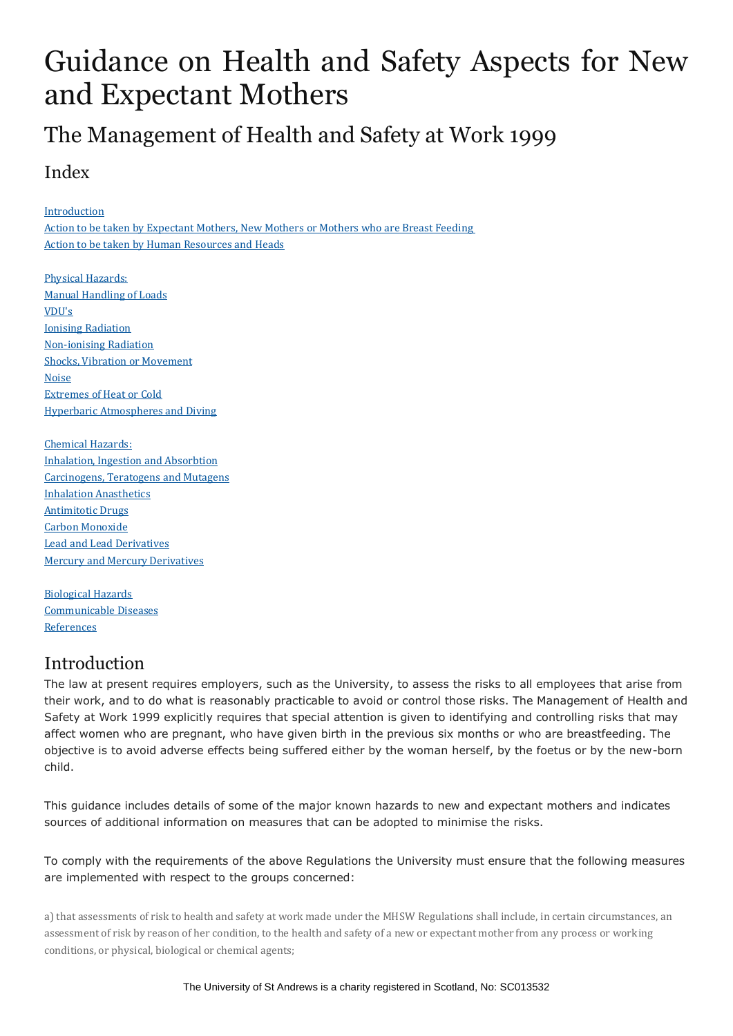# Guidance on Health and Safety Aspects for New and Expectant Mothers

## The Management of Health and Safety at Work 1999

### Index

Introduction
Action to be taken by Expectant Mothers, New Mothers or Mothers who are Breast Feeding
Action to be taken by Human Resources and Heads

Physical Hazards:
Manual Handling of Loads
VDU's
Ionising Radiation
Non-ionising Radiation
Shocks, Vibration or Movement
Noise
Extremes of Heat or Cold
Hyperbaric Atmospheres and Diving

Chemical Hazards:
Inhalation, Ingestion and Absorbtion
Carcinogens, Teratogens and Mutagens
Inhalation Anasthetics
Antimitotic Drugs
Carbon Monoxide
Lead and Lead Derivatives
Mercury and Mercury Derivatives

Biological Hazards
Communicable Diseases
References

## Introduction

The law at present requires employers, such as the University, to assess the risks to all employees that arise from their work, and to do what is reasonably practicable to avoid or control those risks. The Management of Health and Safety at Work 1999 explicitly requires that special attention is given to identifying and controlling risks that may affect women who are pregnant, who have given birth in the previous six months or who are breastfeeding. The objective is to avoid adverse effects being suffered either by the woman herself, by the foetus or by the new-born child.

This guidance includes details of some of the major known hazards to new and expectant mothers and indicates sources of additional information on measures that can be adopted to minimise the risks.

To comply with the requirements of the above Regulations the University must ensure that the following measures are implemented with respect to the groups concerned:

a) that assessments of risk to health and safety at work made under the MHSW Regulations shall include, in certain circumstances, an assessment of risk by reason of her condition, to the health and safety of a new or expectant mother from any process or working conditions, or physical, biological or chemical agents;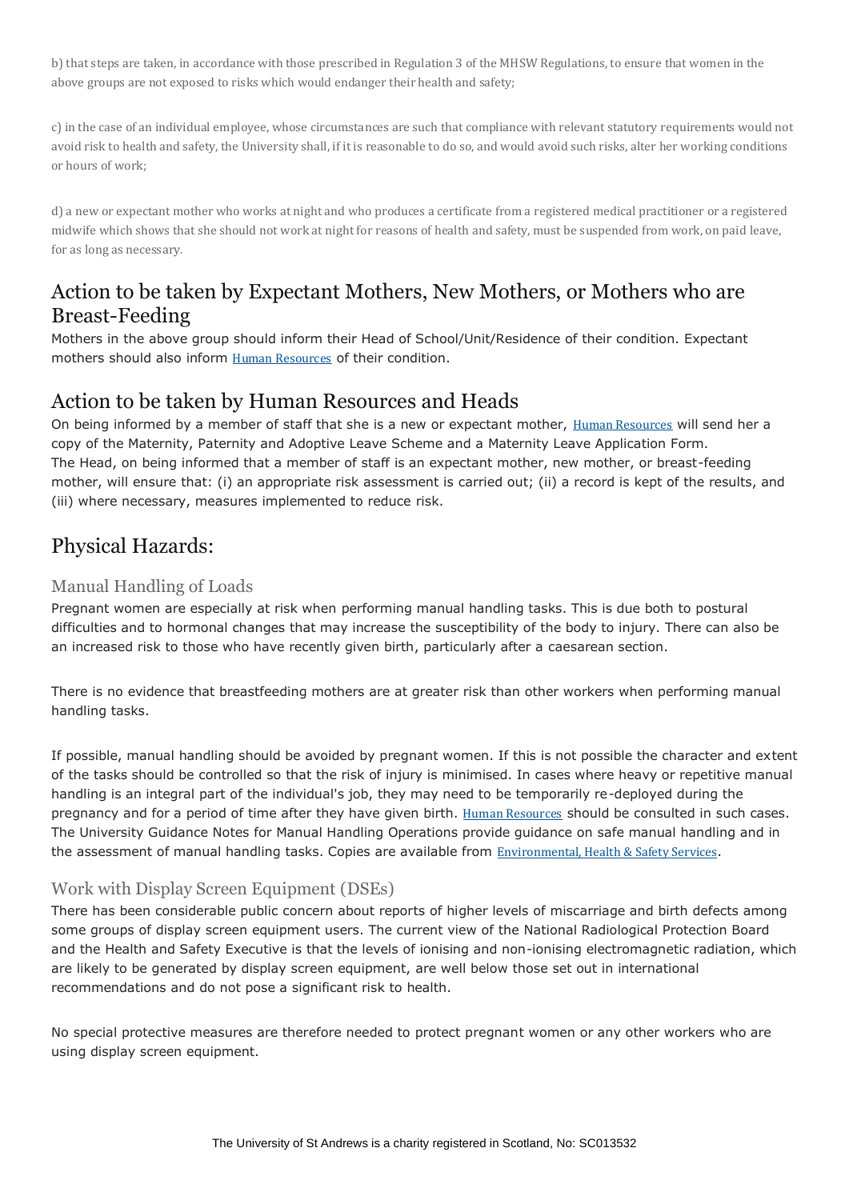b) that steps are taken, in accordance with those prescribed in Regulation 3 of the MHSW Regulations, to ensure that women in the above groups are not exposed to risks which would endanger their health and safety;

c) in the case of an individual employee, whose circumstances are such that compliance with relevant statutory requirements would not avoid risk to health and safety, the University shall, if it is reasonable to do so, and would avoid such risks, alter her working conditions or hours of work;

d) a new or expectant mother who works at night and who produces a certificate from a registered medical practitioner or a registered midwife which shows that she should not work at night for reasons of health and safety, must be suspended from work, on paid leave, for as long as necessary.

## Action to be taken by Expectant Mothers, New Mothers, or Mothers who are Breast-Feeding

Mothers in the above group should inform their Head of School/Unit/Residence of their condition. Expectant mothers should also inform Human Resources of their condition.

## Action to be taken by Human Resources and Heads

On being informed by a member of staff that she is a new or expectant mother, Human Resources will send her a copy of the Maternity, Paternity and Adoptive Leave Scheme and a Maternity Leave Application Form.
The Head, on being informed that a member of staff is an expectant mother, new mother, or breast-feeding mother, will ensure that: (i) an appropriate risk assessment is carried out; (ii) a record is kept of the results, and (iii) where necessary, measures implemented to reduce risk.

## Physical Hazards:

### Manual Handling of Loads

Pregnant women are especially at risk when performing manual handling tasks. This is due both to postural difficulties and to hormonal changes that may increase the susceptibility of the body to injury. There can also be an increased risk to those who have recently given birth, particularly after a caesarean section.

There is no evidence that breastfeeding mothers are at greater risk than other workers when performing manual handling tasks.

If possible, manual handling should be avoided by pregnant women. If this is not possible the character and extent of the tasks should be controlled so that the risk of injury is minimised. In cases where heavy or repetitive manual handling is an integral part of the individual's job, they may need to be temporarily re-deployed during the pregnancy and for a period of time after they have given birth. Human Resources should be consulted in such cases. The University Guidance Notes for Manual Handling Operations provide guidance on safe manual handling and in the assessment of manual handling tasks. Copies are available from Environmental, Health & Safety Services.

### Work with Display Screen Equipment (DSEs)

There has been considerable public concern about reports of higher levels of miscarriage and birth defects among some groups of display screen equipment users. The current view of the National Radiological Protection Board and the Health and Safety Executive is that the levels of ionising and non-ionising electromagnetic radiation, which are likely to be generated by display screen equipment, are well below those set out in international recommendations and do not pose a significant risk to health.

No special protective measures are therefore needed to protect pregnant women or any other workers who are using display screen equipment.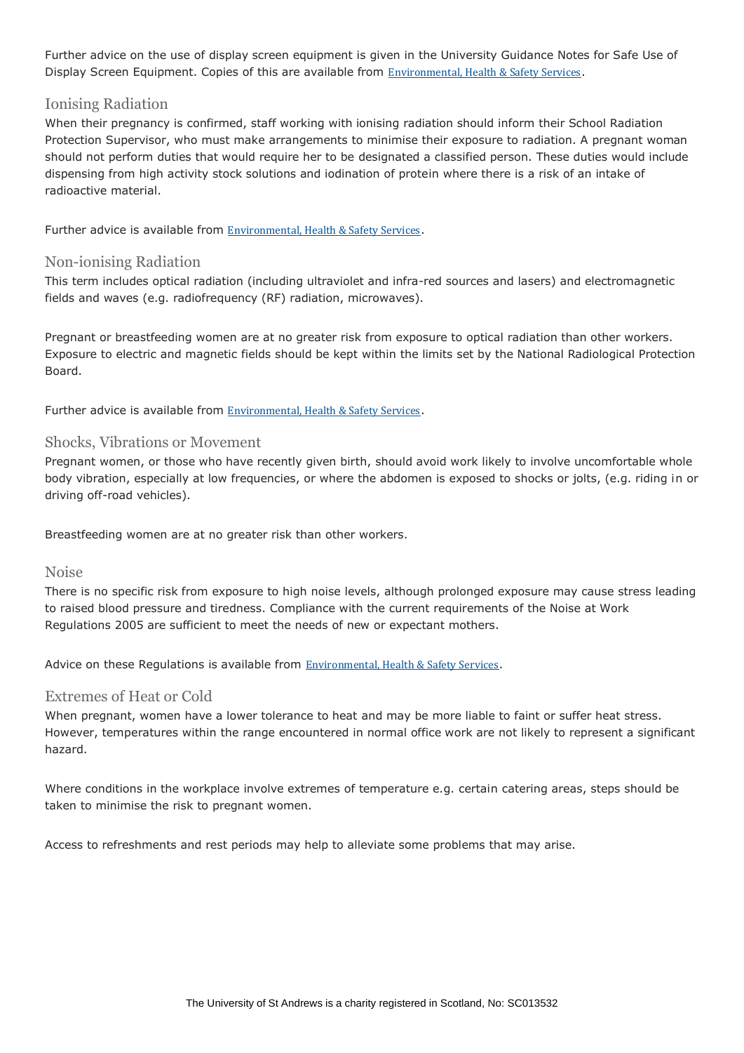Further advice on the use of display screen equipment is given in the University Guidance Notes for Safe Use of Display Screen Equipment. Copies of this are available from Environmental, Health & Safety Services.

## Ionising Radiation

When their pregnancy is confirmed, staff working with ionising radiation should inform their School Radiation Protection Supervisor, who must make arrangements to minimise their exposure to radiation. A pregnant woman should not perform duties that would require her to be designated a classified person. These duties would include dispensing from high activity stock solutions and iodination of protein where there is a risk of an intake of radioactive material.

Further advice is available from Environmental, Health & Safety Services.

## Non-ionising Radiation

This term includes optical radiation (including ultraviolet and infra-red sources and lasers) and electromagnetic fields and waves (e.g. radiofrequency (RF) radiation, microwaves).

Pregnant or breastfeeding women are at no greater risk from exposure to optical radiation than other workers. Exposure to electric and magnetic fields should be kept within the limits set by the National Radiological Protection Board.

Further advice is available from Environmental, Health & Safety Services.

## Shocks, Vibrations or Movement

Pregnant women, or those who have recently given birth, should avoid work likely to involve uncomfortable whole body vibration, especially at low frequencies, or where the abdomen is exposed to shocks or jolts, (e.g. riding in or driving off-road vehicles).

Breastfeeding women are at no greater risk than other workers.

## Noise

There is no specific risk from exposure to high noise levels, although prolonged exposure may cause stress leading to raised blood pressure and tiredness. Compliance with the current requirements of the Noise at Work Regulations 2005 are sufficient to meet the needs of new or expectant mothers.

Advice on these Regulations is available from Environmental, Health & Safety Services.

## Extremes of Heat or Cold

When pregnant, women have a lower tolerance to heat and may be more liable to faint or suffer heat stress. However, temperatures within the range encountered in normal office work are not likely to represent a significant hazard.

Where conditions in the workplace involve extremes of temperature e.g. certain catering areas, steps should be taken to minimise the risk to pregnant women.

Access to refreshments and rest periods may help to alleviate some problems that may arise.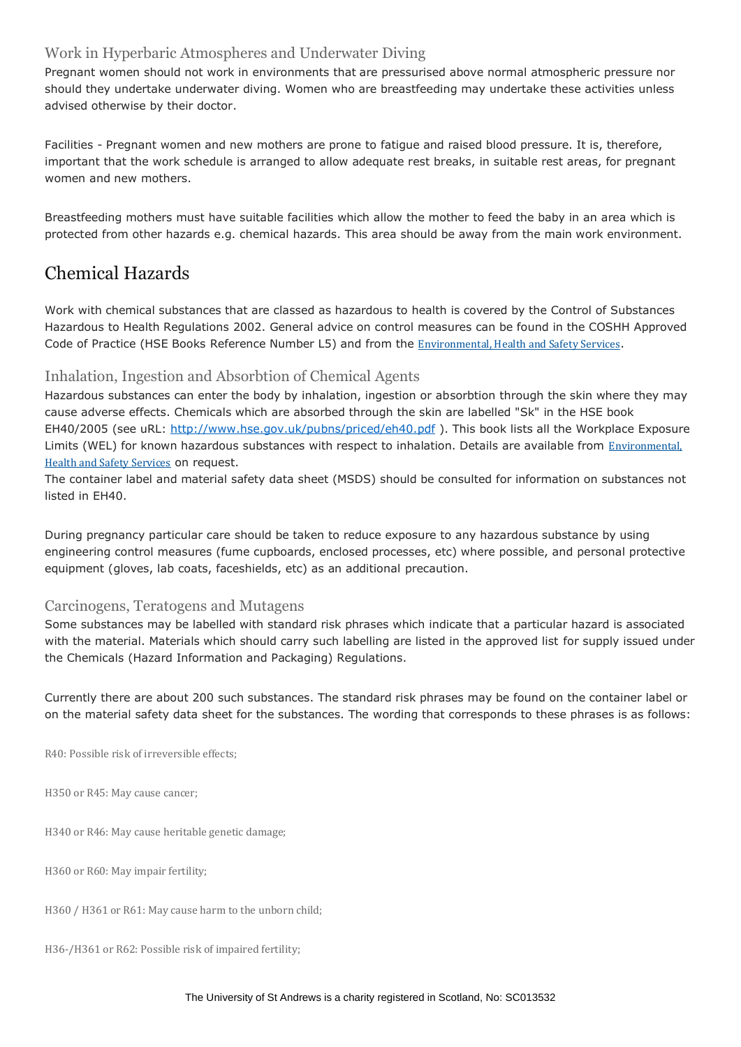### Work in Hyperbaric Atmospheres and Underwater Diving

Pregnant women should not work in environments that are pressurised above normal atmospheric pressure nor should they undertake underwater diving. Women who are breastfeeding may undertake these activities unless advised otherwise by their doctor.

Facilities - Pregnant women and new mothers are prone to fatigue and raised blood pressure. It is, therefore, important that the work schedule is arranged to allow adequate rest breaks, in suitable rest areas, for pregnant women and new mothers.

Breastfeeding mothers must have suitable facilities which allow the mother to feed the baby in an area which is protected from other hazards e.g. chemical hazards. This area should be away from the main work environment.

## Chemical Hazards

Work with chemical substances that are classed as hazardous to health is covered by the Control of Substances Hazardous to Health Regulations 2002. General advice on control measures can be found in the COSHH Approved Code of Practice (HSE Books Reference Number L5) and from the Environmental, Health and Safety Services.

### Inhalation, Ingestion and Absorbtion of Chemical Agents

Hazardous substances can enter the body by inhalation, ingestion or absorbtion through the skin where they may cause adverse effects. Chemicals which are absorbed through the skin are labelled "Sk" in the HSE book EH40/2005 (see uRL: http://www.hse.gov.uk/pubns/priced/eh40.pdf ). This book lists all the Workplace Exposure Limits (WEL) for known hazardous substances with respect to inhalation. Details are available from Environmental, Health and Safety Services on request.
The container label and material safety data sheet (MSDS) should be consulted for information on substances not listed in EH40.

During pregnancy particular care should be taken to reduce exposure to any hazardous substance by using engineering control measures (fume cupboards, enclosed processes, etc) where possible, and personal protective equipment (gloves, lab coats, faceshields, etc) as an additional precaution.

### Carcinogens, Teratogens and Mutagens

Some substances may be labelled with standard risk phrases which indicate that a particular hazard is associated with the material. Materials which should carry such labelling are listed in the approved list for supply issued under the Chemicals (Hazard Information and Packaging) Regulations.

Currently there are about 200 such substances. The standard risk phrases may be found on the container label or on the material safety data sheet for the substances. The wording that corresponds to these phrases is as follows:

R40: Possible risk of irreversible effects;

H350 or R45: May cause cancer;

H340 or R46: May cause heritable genetic damage;

H360 or R60: May impair fertility;

H360 / H361 or R61: May cause harm to the unborn child;

H36-/H361 or R62: Possible risk of impaired fertility;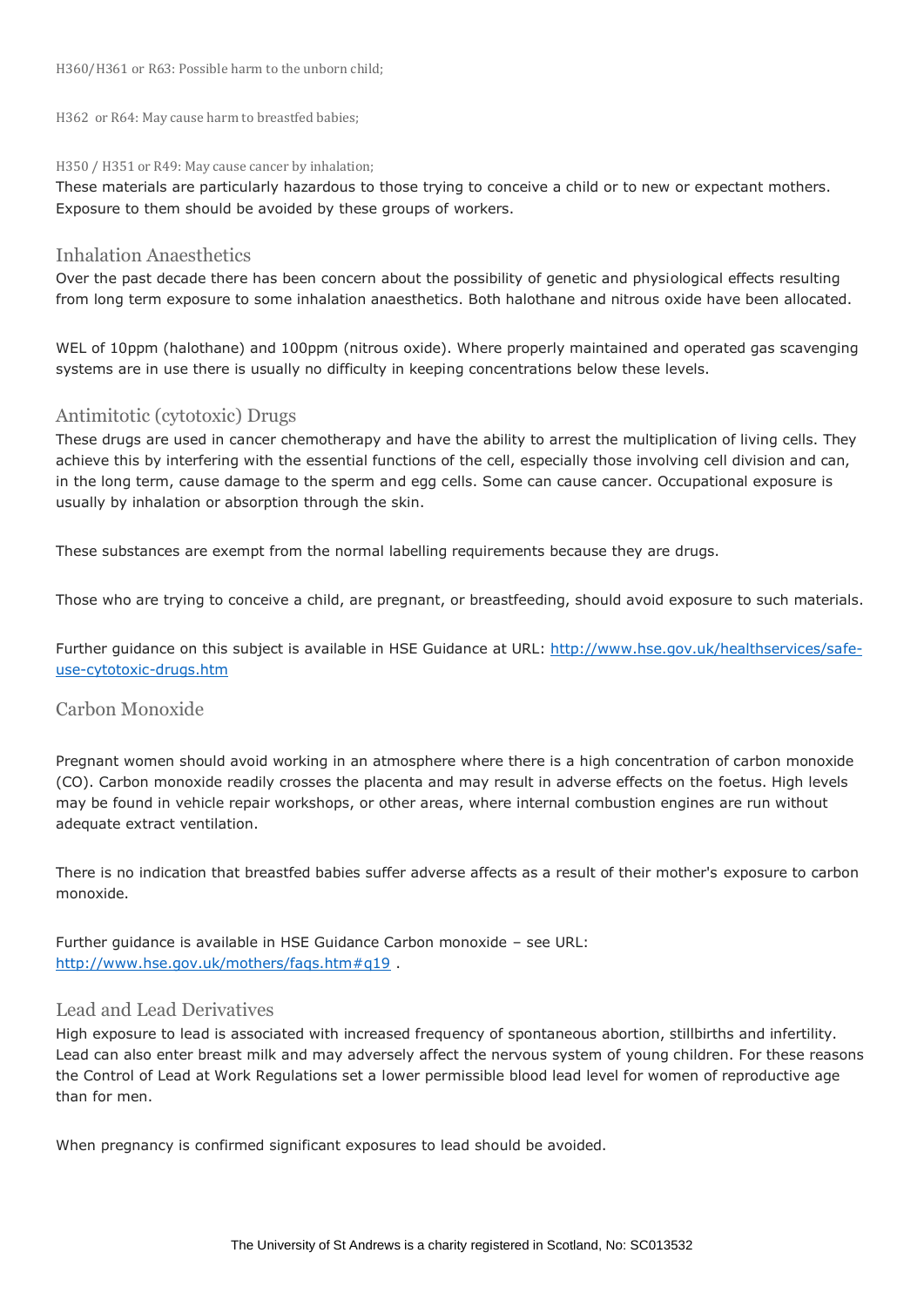H360/H361 or R63: Possible harm to the unborn child;

H362 or R64: May cause harm to breastfed babies;

H350 / H351 or R49: May cause cancer by inhalation;

These materials are particularly hazardous to those trying to conceive a child or to new or expectant mothers. Exposure to them should be avoided by these groups of workers.

## Inhalation Anaesthetics

Over the past decade there has been concern about the possibility of genetic and physiological effects resulting from long term exposure to some inhalation anaesthetics. Both halothane and nitrous oxide have been allocated.

WEL of 10ppm (halothane) and 100ppm (nitrous oxide). Where properly maintained and operated gas scavenging systems are in use there is usually no difficulty in keeping concentrations below these levels.

## Antimitotic (cytotoxic) Drugs

These drugs are used in cancer chemotherapy and have the ability to arrest the multiplication of living cells. They achieve this by interfering with the essential functions of the cell, especially those involving cell division and can, in the long term, cause damage to the sperm and egg cells. Some can cause cancer. Occupational exposure is usually by inhalation or absorption through the skin.

These substances are exempt from the normal labelling requirements because they are drugs.

Those who are trying to conceive a child, are pregnant, or breastfeeding, should avoid exposure to such materials.

Further guidance on this subject is available in HSE Guidance at URL: [http://www.hse.gov.uk/healthservices/safe-use-cytotoxic-drugs.htm](http://www.hse.gov.uk/healthservices/safe-use-cytotoxic-drugs.htm)

## Carbon Monoxide

Pregnant women should avoid working in an atmosphere where there is a high concentration of carbon monoxide (CO). Carbon monoxide readily crosses the placenta and may result in adverse effects on the foetus. High levels may be found in vehicle repair workshops, or other areas, where internal combustion engines are run without adequate extract ventilation.

There is no indication that breastfed babies suffer adverse affects as a result of their mother's exposure to carbon monoxide.

Further guidance is available in HSE Guidance Carbon monoxide – see URL: [http://www.hse.gov.uk/mothers/faqs.htm#q19](http://www.hse.gov.uk/mothers/faqs.htm#q19) .

## Lead and Lead Derivatives

High exposure to lead is associated with increased frequency of spontaneous abortion, stillbirths and infertility. Lead can also enter breast milk and may adversely affect the nervous system of young children. For these reasons the Control of Lead at Work Regulations set a lower permissible blood lead level for women of reproductive age than for men.

When pregnancy is confirmed significant exposures to lead should be avoided.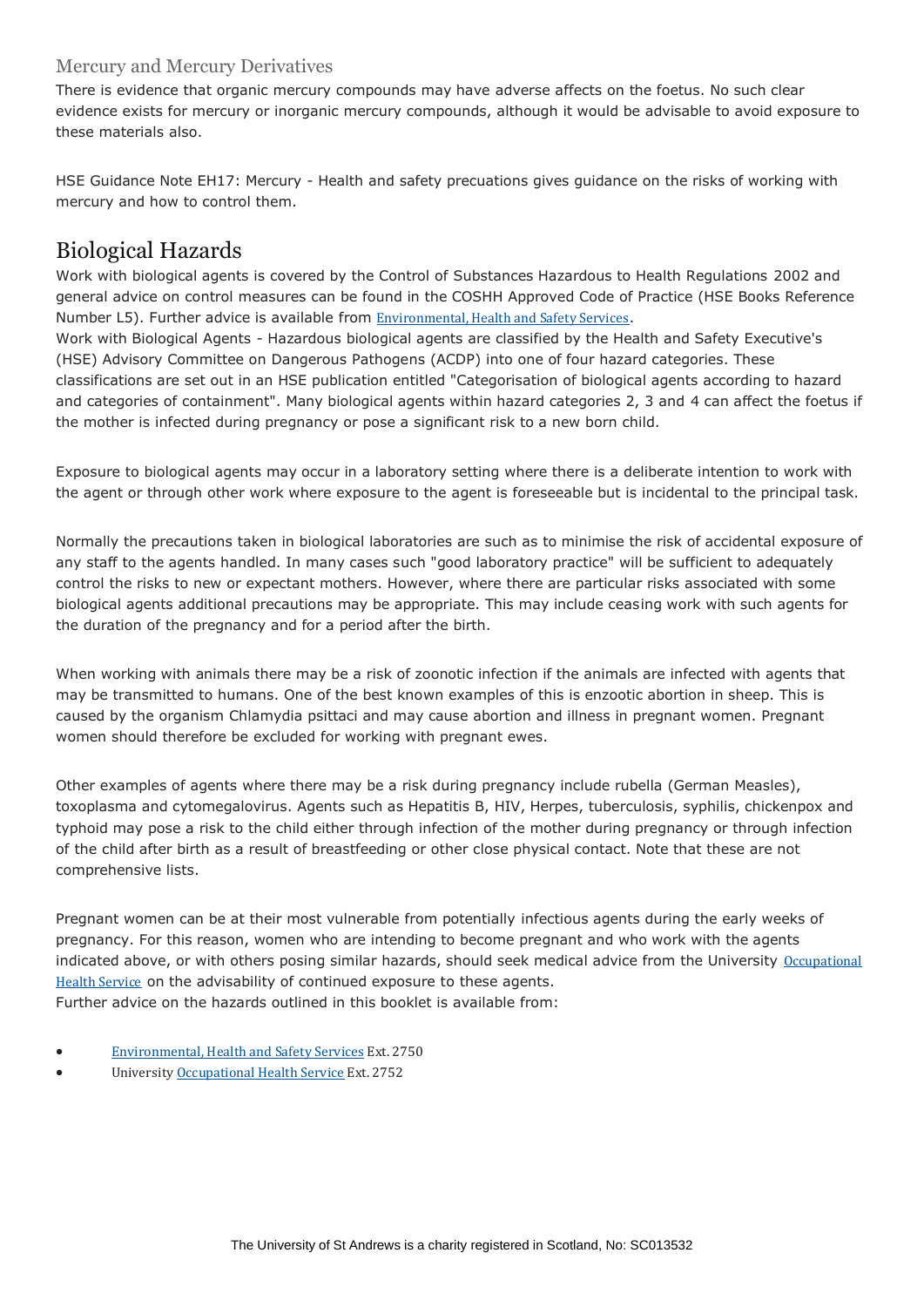### Mercury and Mercury Derivatives

There is evidence that organic mercury compounds may have adverse affects on the foetus. No such clear evidence exists for mercury or inorganic mercury compounds, although it would be advisable to avoid exposure to these materials also.

HSE Guidance Note EH17: Mercury - Health and safety precuations gives guidance on the risks of working with mercury and how to control them.

## Biological Hazards

Work with biological agents is covered by the Control of Substances Hazardous to Health Regulations 2002 and general advice on control measures can be found in the COSHH Approved Code of Practice (HSE Books Reference Number L5). Further advice is available from Environmental, Health and Safety Services.

Work with Biological Agents - Hazardous biological agents are classified by the Health and Safety Executive's (HSE) Advisory Committee on Dangerous Pathogens (ACDP) into one of four hazard categories. These classifications are set out in an HSE publication entitled "Categorisation of biological agents according to hazard and categories of containment". Many biological agents within hazard categories 2, 3 and 4 can affect the foetus if the mother is infected during pregnancy or pose a significant risk to a new born child.

Exposure to biological agents may occur in a laboratory setting where there is a deliberate intention to work with the agent or through other work where exposure to the agent is foreseeable but is incidental to the principal task.

Normally the precautions taken in biological laboratories are such as to minimise the risk of accidental exposure of any staff to the agents handled. In many cases such "good laboratory practice" will be sufficient to adequately control the risks to new or expectant mothers. However, where there are particular risks associated with some biological agents additional precautions may be appropriate. This may include ceasing work with such agents for the duration of the pregnancy and for a period after the birth.

When working with animals there may be a risk of zoonotic infection if the animals are infected with agents that may be transmitted to humans. One of the best known examples of this is enzootic abortion in sheep. This is caused by the organism Chlamydia psittaci and may cause abortion and illness in pregnant women. Pregnant women should therefore be excluded for working with pregnant ewes.

Other examples of agents where there may be a risk during pregnancy include rubella (German Measles), toxoplasma and cytomegalovirus. Agents such as Hepatitis B, HIV, Herpes, tuberculosis, syphilis, chickenpox and typhoid may pose a risk to the child either through infection of the mother during pregnancy or through infection of the child after birth as a result of breastfeeding or other close physical contact. Note that these are not comprehensive lists.

Pregnant women can be at their most vulnerable from potentially infectious agents during the early weeks of pregnancy. For this reason, women who are intending to become pregnant and who work with the agents indicated above, or with others posing similar hazards, should seek medical advice from the University Occupational Health Service on the advisability of continued exposure to these agents.

Further advice on the hazards outlined in this booklet is available from:

- Environmental, Health and Safety Services Ext. 2750
- University Occupational Health Service Ext. 2752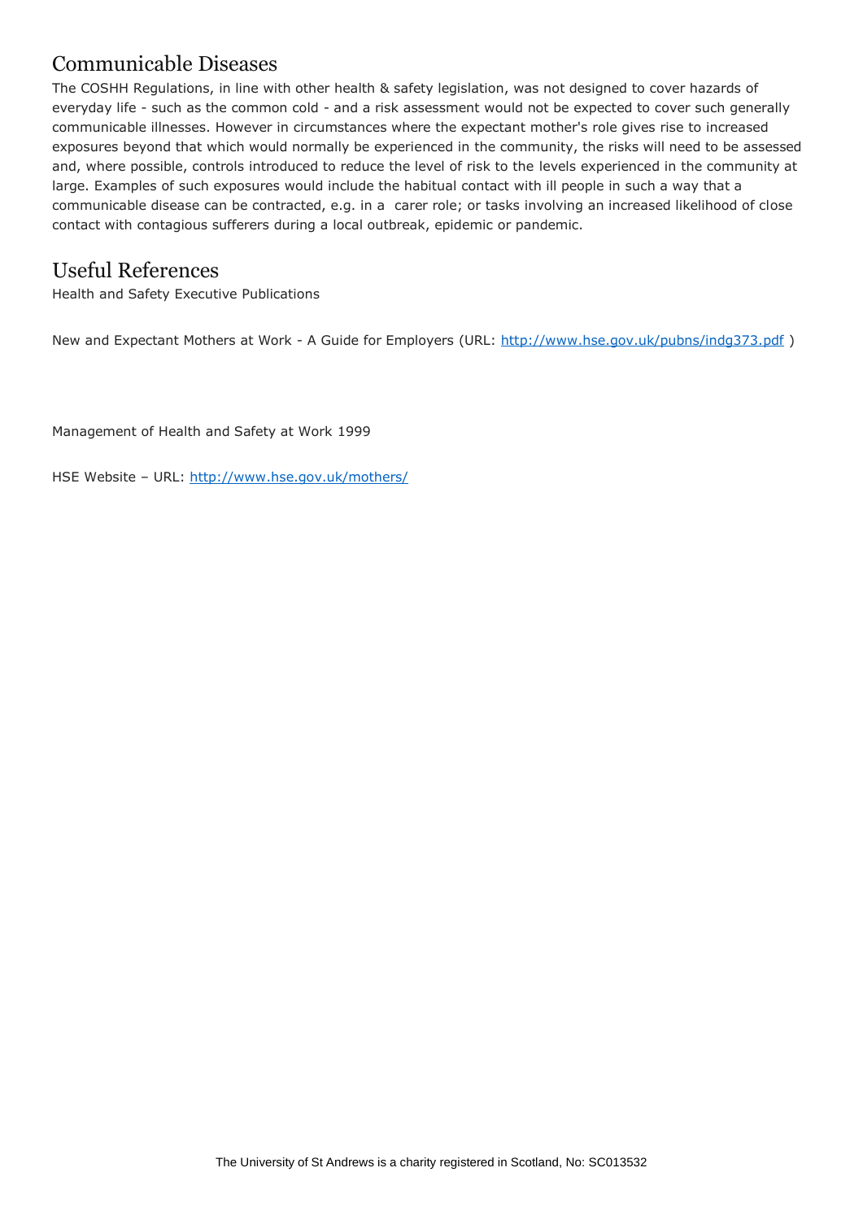## Communicable Diseases

The COSHH Regulations, in line with other health & safety legislation, was not designed to cover hazards of everyday life - such as the common cold - and a risk assessment would not be expected to cover such generally communicable illnesses. However in circumstances where the expectant mother's role gives rise to increased exposures beyond that which would normally be experienced in the community, the risks will need to be assessed and, where possible, controls introduced to reduce the level of risk to the levels experienced in the community at large. Examples of such exposures would include the habitual contact with ill people in such a way that a communicable disease can be contracted, e.g. in a carer role; or tasks involving an increased likelihood of close contact with contagious sufferers during a local outbreak, epidemic or pandemic.

## Useful References

Health and Safety Executive Publications

New and Expectant Mothers at Work - A Guide for Employers (URL: http://www.hse.gov.uk/pubns/indg373.pdf )

Management of Health and Safety at Work 1999

HSE Website – URL: http://www.hse.gov.uk/mothers/

The University of St Andrews is a charity registered in Scotland, No: SC013532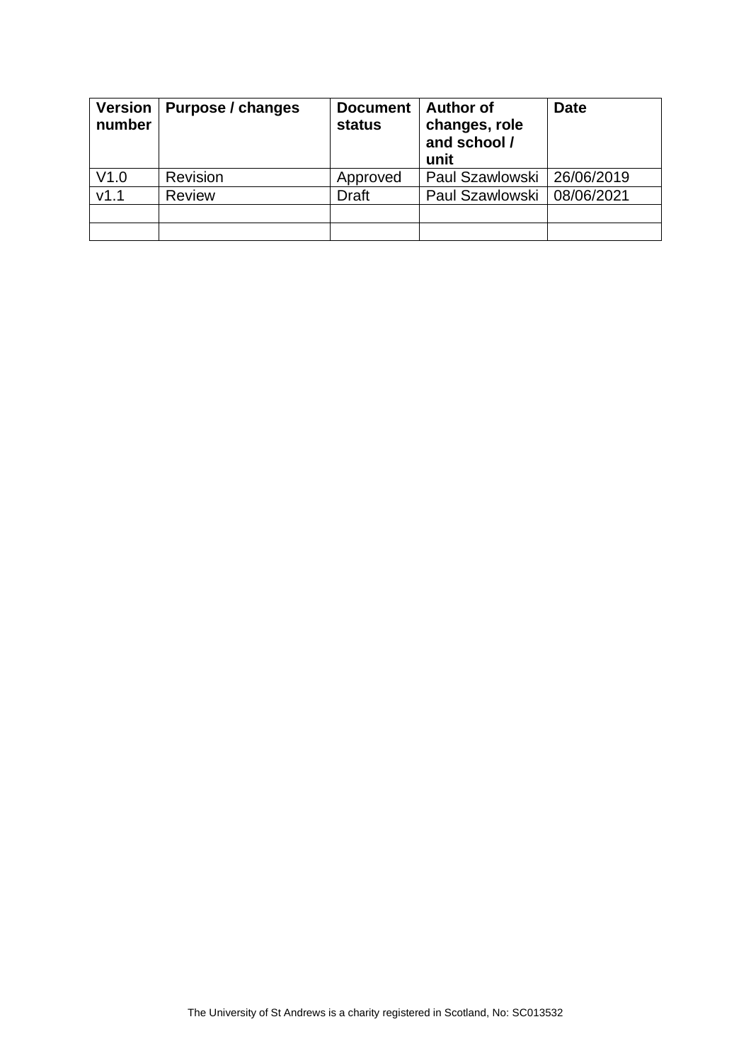| Version number | Purpose / changes | Document status | Author of changes, role and school / unit | Date |
|---|---|---|---|---|
| V1.0 | Revision | Approved | Paul Szawlowski | 26/06/2019 |
| v1.1 | Review | Draft | Paul Szawlowski | 08/06/2021 |
| | | | | |
| | | | | |

The University of St Andrews is a charity registered in Scotland, No: SC013532